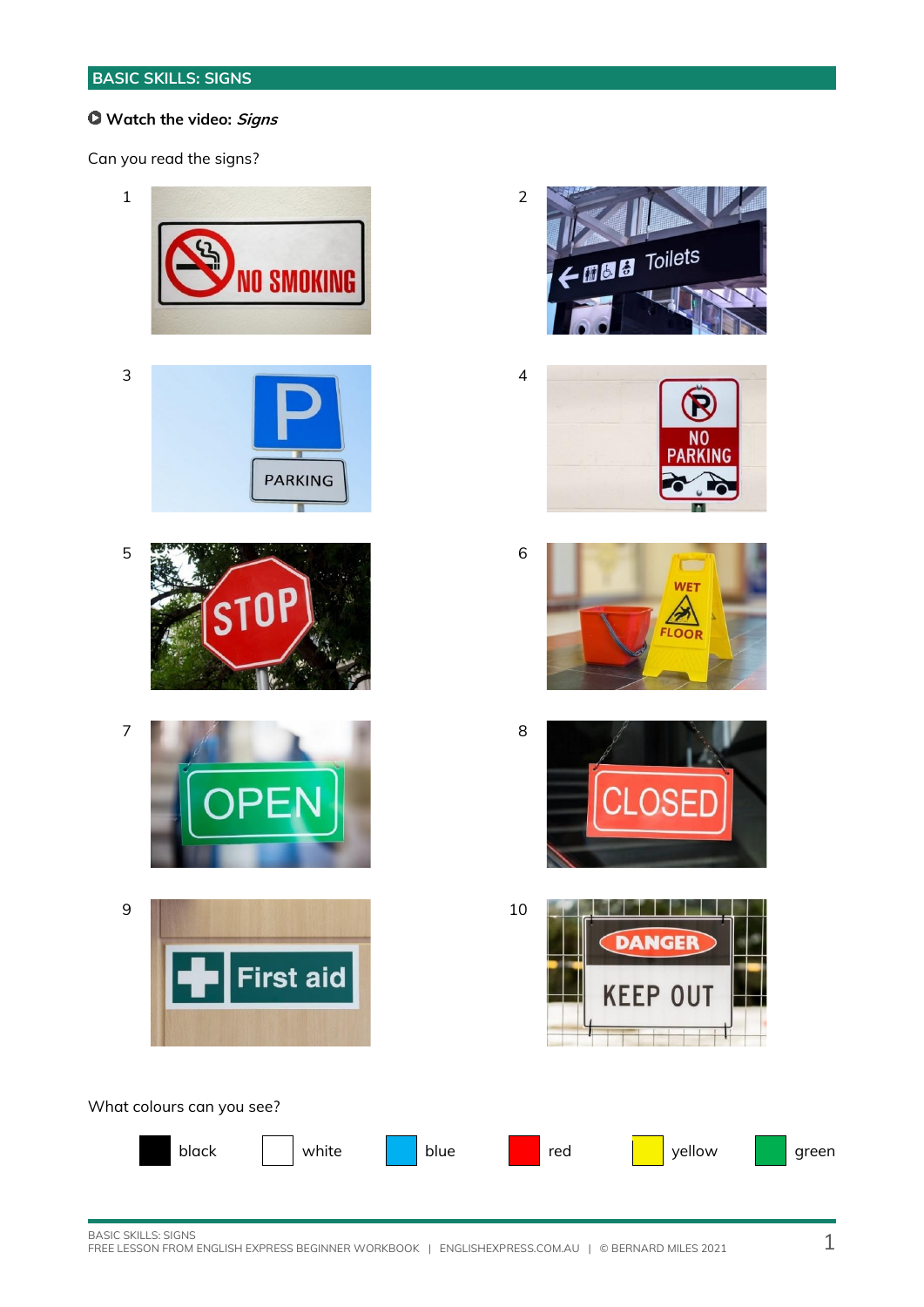## BASIC SKILLS: SIGNS

**Watch the video: *Signs***

Can you read the signs?

1. NO SMOKING
2. Toilets
3. P PARKING
4. NO PARKING
5. STOP
6. WET FLOOR
7. OPEN
8. CLOSED
9. First aid
10. DANGER KEEP OUT

What colours can you see?

black | white | blue | red | yellow | green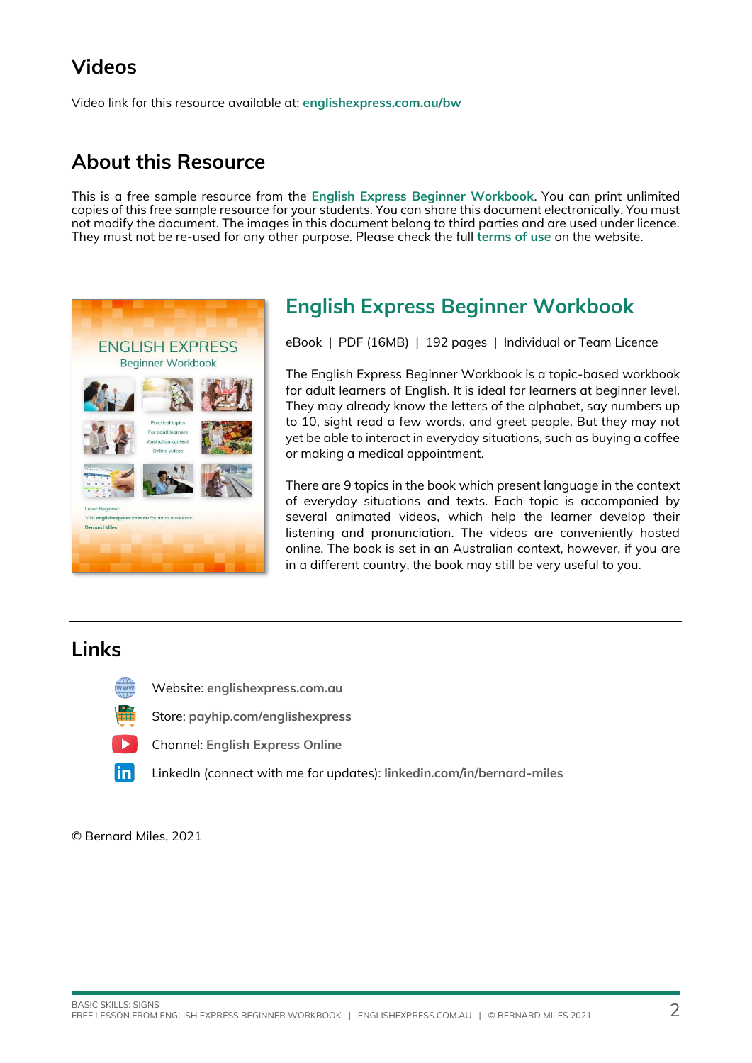## Videos

Video link for this resource available at: **englishexpress.com.au/bw**

## About this Resource

This is a free sample resource from the **English Express Beginner Workbook**. You can print unlimited copies of this free sample resource for your students. You can share this document electronically. You must not modify the document. The images in this document belong to third parties and are used under licence. They must not be re-used for any other purpose. Please check the full **terms of use** on the website.

---

## English Express Beginner Workbook

eBook | PDF (16MB) | 192 pages | Individual or Team Licence

The English Express Beginner Workbook is a topic-based workbook for adult learners of English. It is ideal for learners at beginner level. They may already know the letters of the alphabet, say numbers up to 10, sight read a few words, and greet people. But they may not yet be able to interact in everyday situations, such as buying a coffee or making a medical appointment.

There are 9 topics in the book which present language in the context of everyday situations and texts. Each topic is accompanied by several animated videos, which help the learner develop their listening and pronunciation. The videos are conveniently hosted online. The book is set in an Australian context, however, if you are in a different country, the book may still be very useful to you.

---

## Links

- Website: **englishexpress.com.au**
- Store: **payhip.com/englishexpress**
- Channel: **English Express Online**
- LinkedIn (connect with me for updates): **linkedin.com/in/bernard-miles**

© Bernard Miles, 2021